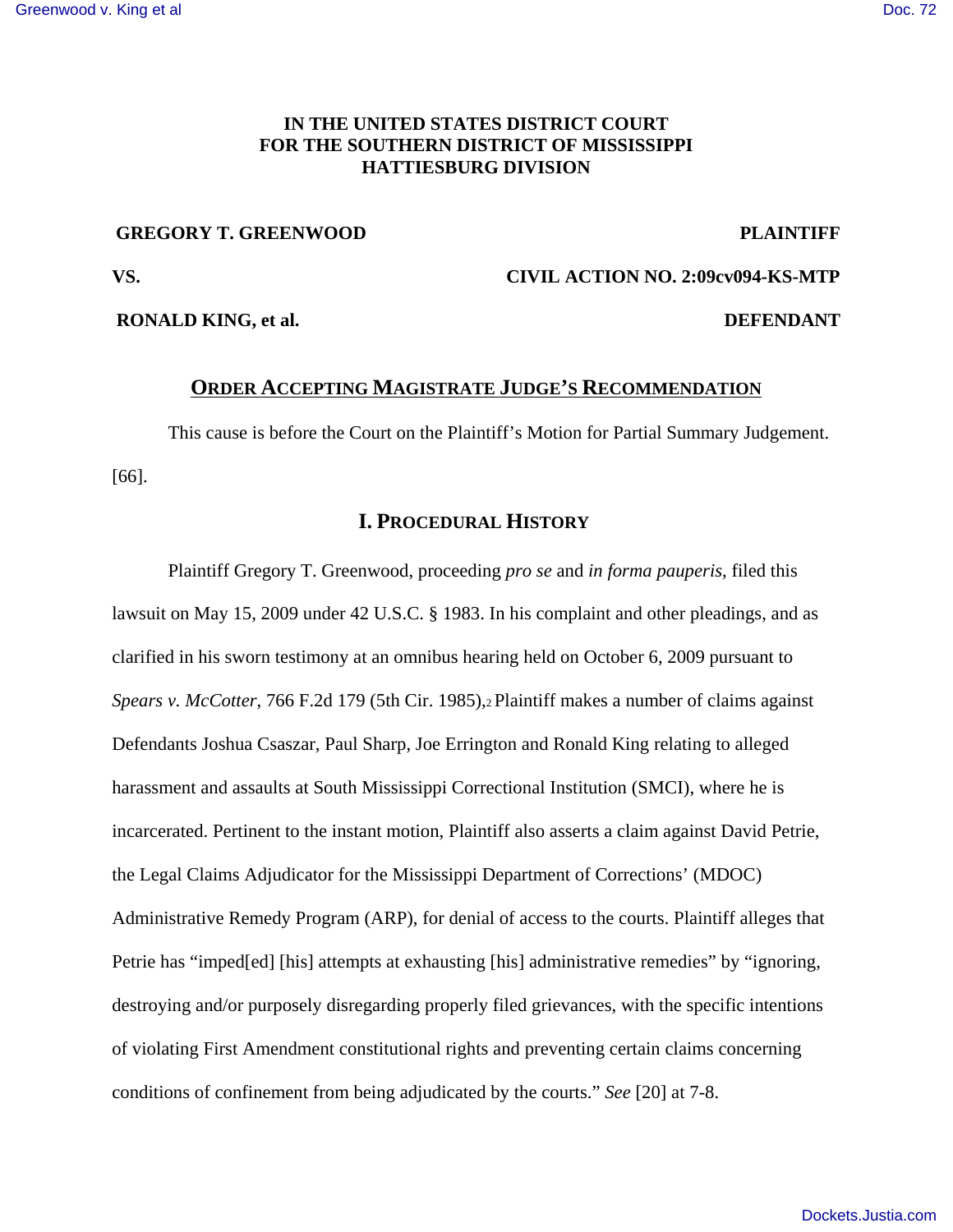**IN THE UNITED STATES DISTRICT COURT**
**FOR THE SOUTHERN DISTRICT OF MISSISSIPPI**
**HATTIESBURG DIVISION**

**GREGORY T. GREENWOOD** **PLAINTIFF**

**VS.** **CIVIL ACTION NO. 2:09cv094-KS-MTP**

**RONALD KING, et al.** **DEFENDANT**

## ORDER ACCEPTING MAGISTRATE JUDGE'S RECOMMENDATION

This cause is before the Court on the Plaintiff's Motion for Partial Summary Judgement. [66].

## I. PROCEDURAL HISTORY

Plaintiff Gregory T. Greenwood, proceeding *pro se* and *in forma pauperis*, filed this lawsuit on May 15, 2009 under 42 U.S.C. § 1983. In his complaint and other pleadings, and as clarified in his sworn testimony at an omnibus hearing held on October 6, 2009 pursuant to *Spears v. McCotter*, 766 F.2d 179 (5th Cir. 1985),[2] Plaintiff makes a number of claims against Defendants Joshua Csaszar, Paul Sharp, Joe Errington and Ronald King relating to alleged harassment and assaults at South Mississippi Correctional Institution (SMCI), where he is incarcerated. Pertinent to the instant motion, Plaintiff also asserts a claim against David Petrie, the Legal Claims Adjudicator for the Mississippi Department of Corrections' (MDOC) Administrative Remedy Program (ARP), for denial of access to the courts. Plaintiff alleges that Petrie has "imped[ed] [his] attempts at exhausting [his] administrative remedies" by "ignoring, destroying and/or purposely disregarding properly filed grievances, with the specific intentions of violating First Amendment constitutional rights and preventing certain claims concerning conditions of confinement from being adjudicated by the courts." *See* [20] at 7-8.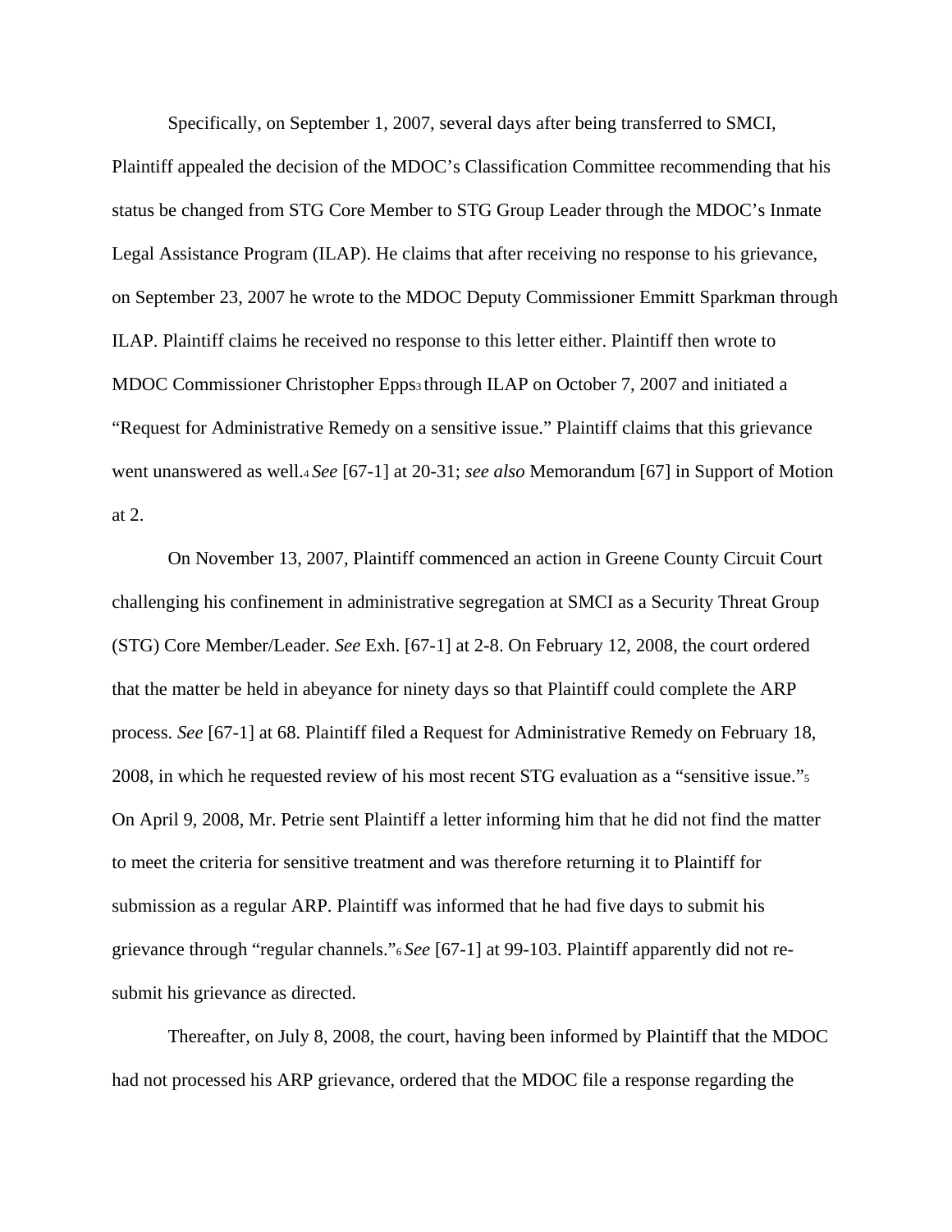Specifically, on September 1, 2007, several days after being transferred to SMCI, Plaintiff appealed the decision of the MDOC's Classification Committee recommending that his status be changed from STG Core Member to STG Group Leader through the MDOC's Inmate Legal Assistance Program (ILAP). He claims that after receiving no response to his grievance, on September 23, 2007 he wrote to the MDOC Deputy Commissioner Emmitt Sparkman through ILAP. Plaintiff claims he received no response to this letter either. Plaintiff then wrote to MDOC Commissioner Christopher Epps[3] through ILAP on October 7, 2007 and initiated a "Request for Administrative Remedy on a sensitive issue." Plaintiff claims that this grievance went unanswered as well.[4] *See* [67-1] at 20-31; *see also* Memorandum [67] in Support of Motion at 2.

On November 13, 2007, Plaintiff commenced an action in Greene County Circuit Court challenging his confinement in administrative segregation at SMCI as a Security Threat Group (STG) Core Member/Leader. *See* Exh. [67-1] at 2-8. On February 12, 2008, the court ordered that the matter be held in abeyance for ninety days so that Plaintiff could complete the ARP process. *See* [67-1] at 68. Plaintiff filed a Request for Administrative Remedy on February 18, 2008, in which he requested review of his most recent STG evaluation as a "sensitive issue."[5] On April 9, 2008, Mr. Petrie sent Plaintiff a letter informing him that he did not find the matter to meet the criteria for sensitive treatment and was therefore returning it to Plaintiff for submission as a regular ARP. Plaintiff was informed that he had five days to submit his grievance through "regular channels."[6] *See* [67-1] at 99-103. Plaintiff apparently did not re-submit his grievance as directed.

Thereafter, on July 8, 2008, the court, having been informed by Plaintiff that the MDOC had not processed his ARP grievance, ordered that the MDOC file a response regarding the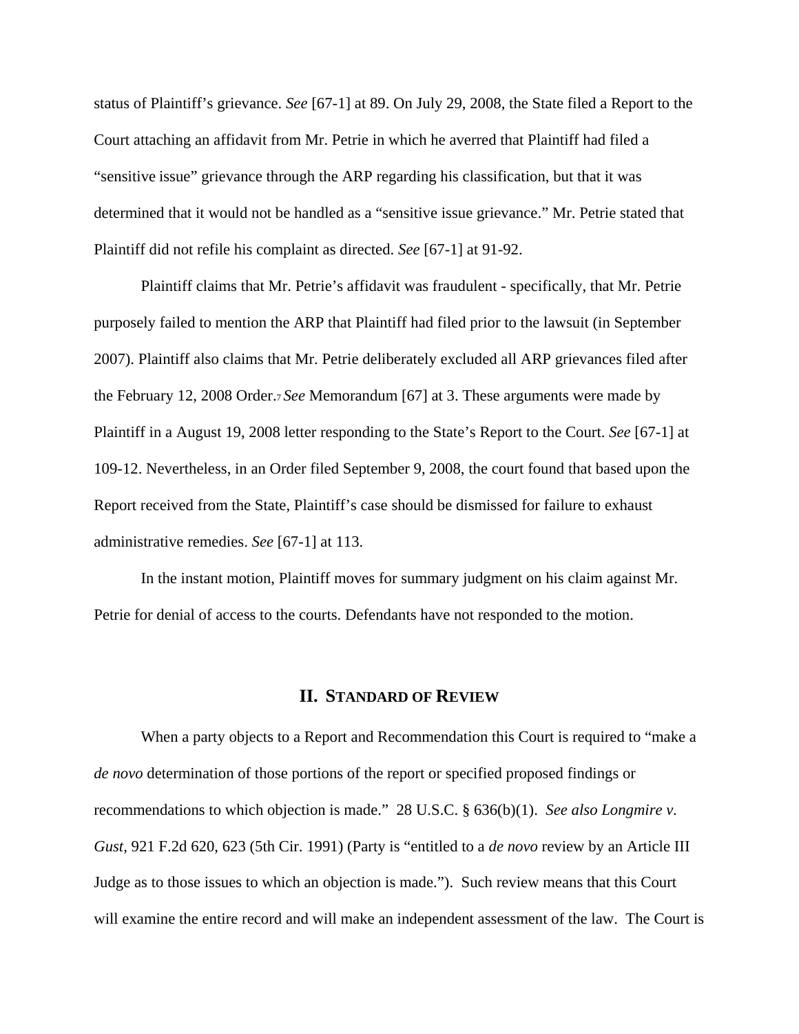status of Plaintiff's grievance. *See* [67-1] at 89. On July 29, 2008, the State filed a Report to the Court attaching an affidavit from Mr. Petrie in which he averred that Plaintiff had filed a "sensitive issue" grievance through the ARP regarding his classification, but that it was determined that it would not be handled as a "sensitive issue grievance." Mr. Petrie stated that Plaintiff did not refile his complaint as directed. *See* [67-1] at 91-92.

Plaintiff claims that Mr. Petrie's affidavit was fraudulent - specifically, that Mr. Petrie purposely failed to mention the ARP that Plaintiff had filed prior to the lawsuit (in September 2007). Plaintiff also claims that Mr. Petrie deliberately excluded all ARP grievances filed after the February 12, 2008 Order.[7] *See* Memorandum [67] at 3. These arguments were made by Plaintiff in a August 19, 2008 letter responding to the State's Report to the Court. *See* [67-1] at 109-12. Nevertheless, in an Order filed September 9, 2008, the court found that based upon the Report received from the State, Plaintiff's case should be dismissed for failure to exhaust administrative remedies. *See* [67-1] at 113.

In the instant motion, Plaintiff moves for summary judgment on his claim against Mr. Petrie for denial of access to the courts. Defendants have not responded to the motion.

## II. Standard of Review

When a party objects to a Report and Recommendation this Court is required to "make a *de novo* determination of those portions of the report or specified proposed findings or recommendations to which objection is made." 28 U.S.C. § 636(b)(1). *See also Longmire v. Gust*, 921 F.2d 620, 623 (5th Cir. 1991) (Party is "entitled to a *de novo* review by an Article III Judge as to those issues to which an objection is made."). Such review means that this Court will examine the entire record and will make an independent assessment of the law. The Court is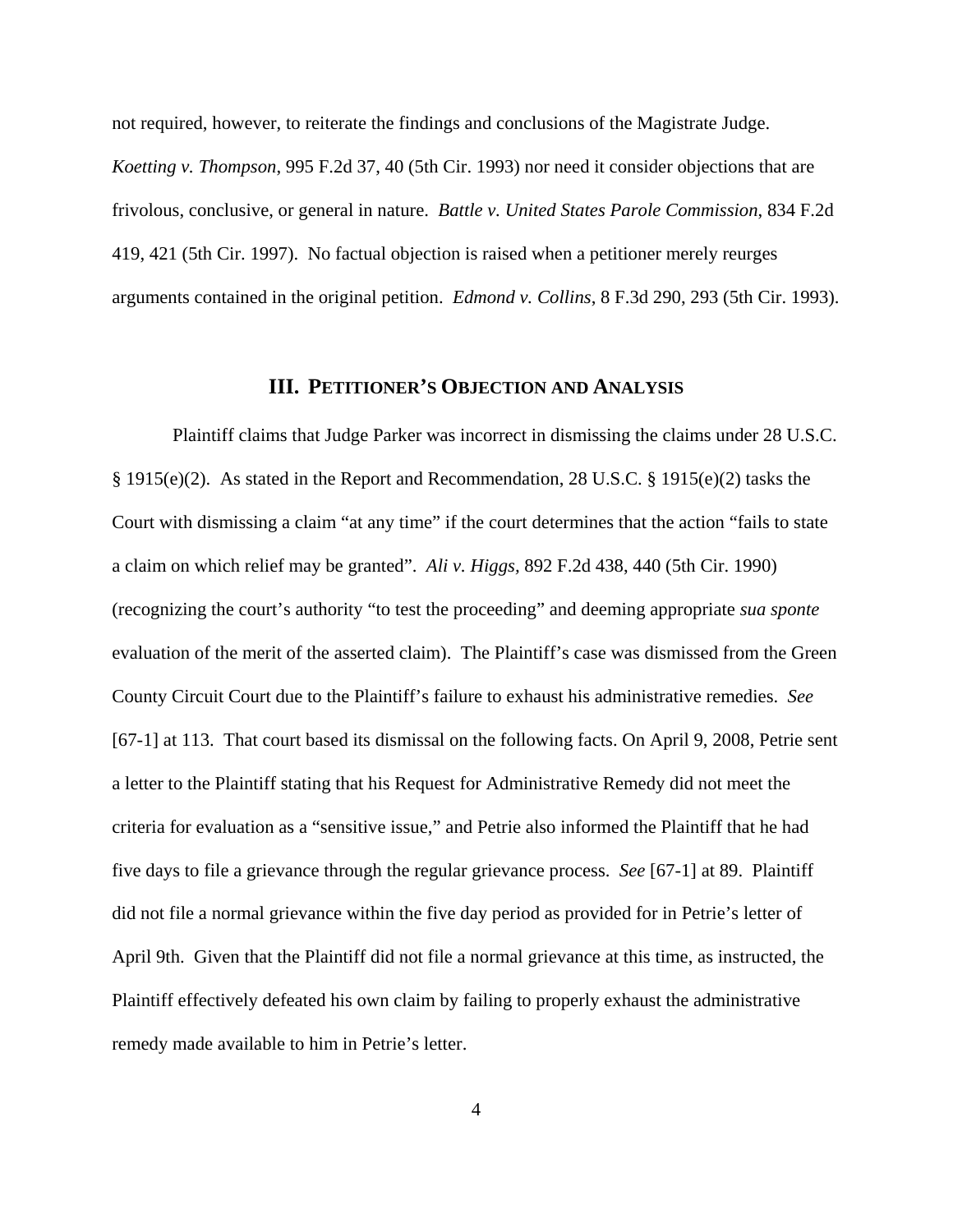not required, however, to reiterate the findings and conclusions of the Magistrate Judge. *Koetting v. Thompson*, 995 F.2d 37, 40 (5th Cir. 1993) nor need it consider objections that are frivolous, conclusive, or general in nature. *Battle v. United States Parole Commission*, 834 F.2d 419, 421 (5th Cir. 1997). No factual objection is raised when a petitioner merely reurges arguments contained in the original petition. *Edmond v. Collins*, 8 F.3d 290, 293 (5th Cir. 1993).

## III. PETITIONER'S OBJECTION AND ANALYSIS

Plaintiff claims that Judge Parker was incorrect in dismissing the claims under 28 U.S.C. § 1915(e)(2). As stated in the Report and Recommendation, 28 U.S.C. § 1915(e)(2) tasks the Court with dismissing a claim "at any time" if the court determines that the action "fails to state a claim on which relief may be granted". *Ali v. Higgs,* 892 F.2d 438, 440 (5th Cir. 1990) (recognizing the court's authority "to test the proceeding" and deeming appropriate *sua sponte* evaluation of the merit of the asserted claim). The Plaintiff's case was dismissed from the Green County Circuit Court due to the Plaintiff's failure to exhaust his administrative remedies. *See* [67-1] at 113. That court based its dismissal on the following facts. On April 9, 2008, Petrie sent a letter to the Plaintiff stating that his Request for Administrative Remedy did not meet the criteria for evaluation as a "sensitive issue," and Petrie also informed the Plaintiff that he had five days to file a grievance through the regular grievance process. *See* [67-1] at 89. Plaintiff did not file a normal grievance within the five day period as provided for in Petrie's letter of April 9th. Given that the Plaintiff did not file a normal grievance at this time, as instructed, the Plaintiff effectively defeated his own claim by failing to properly exhaust the administrative remedy made available to him in Petrie's letter.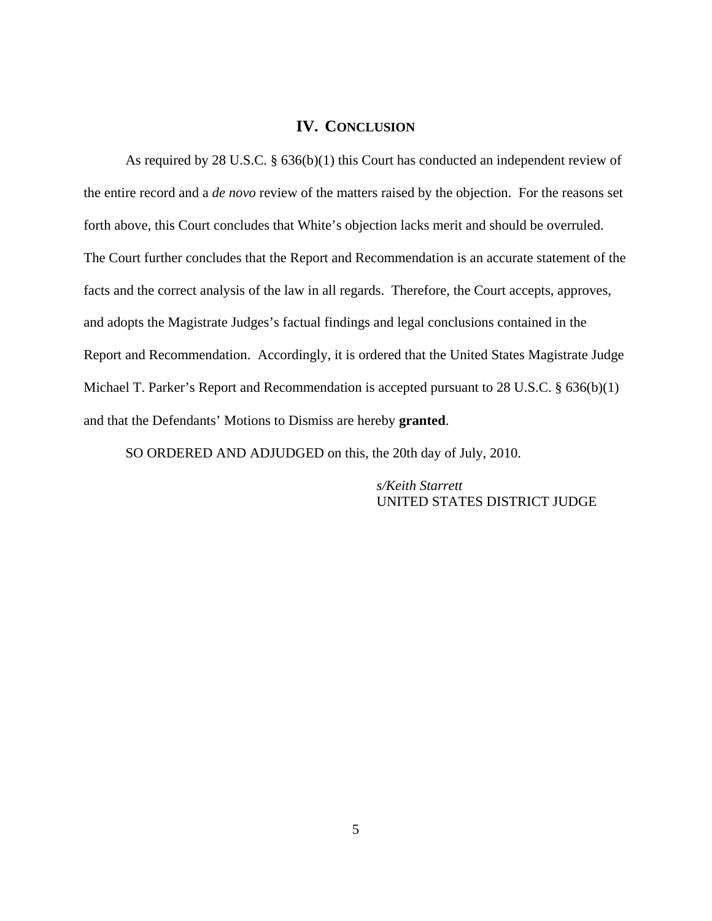## IV. CONCLUSION

As required by 28 U.S.C. § 636(b)(1) this Court has conducted an independent review of the entire record and a *de novo* review of the matters raised by the objection. For the reasons set forth above, this Court concludes that White's objection lacks merit and should be overruled. The Court further concludes that the Report and Recommendation is an accurate statement of the facts and the correct analysis of the law in all regards. Therefore, the Court accepts, approves, and adopts the Magistrate Judges's factual findings and legal conclusions contained in the Report and Recommendation. Accordingly, it is ordered that the United States Magistrate Judge Michael T. Parker's Report and Recommendation is accepted pursuant to 28 U.S.C. § 636(b)(1) and that the Defendants' Motions to Dismiss are hereby **granted**.

SO ORDERED AND ADJUDGED on this, the 20th day of July, 2010.

*s/Keith Starrett*
UNITED STATES DISTRICT JUDGE